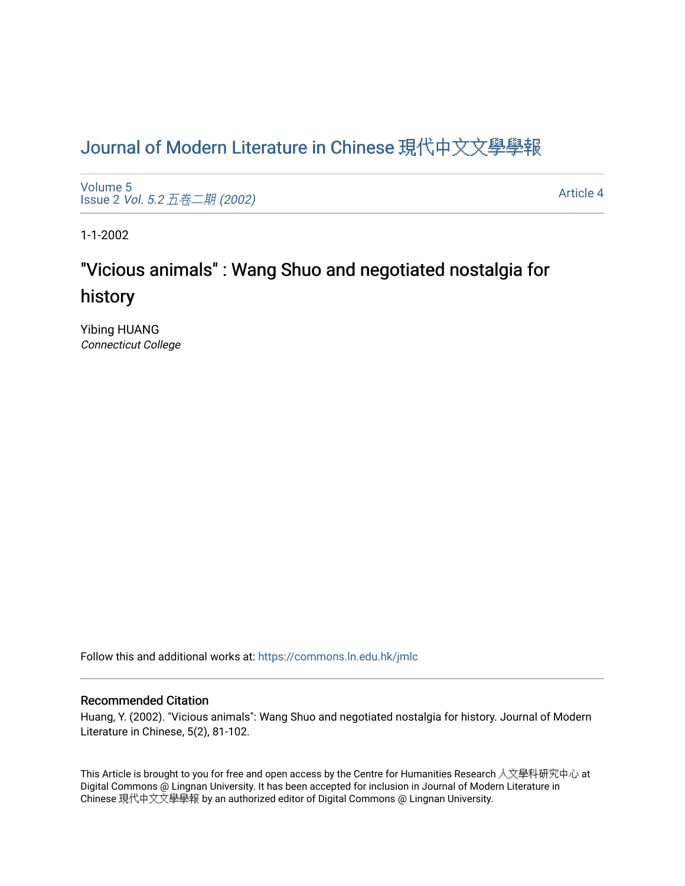# Journal of Modern Literature in Chinese 現代中文文學學報

Volume 5
Issue 2 *Vol. 5.2 五卷二期 (2002)*

Article 4

1-1-2002

## "Vicious animals" : Wang Shuo and negotiated nostalgia for history

Yibing HUANG
*Connecticut College*

Follow this and additional works at: https://commons.ln.edu.hk/jmlc

### Recommended Citation

Huang, Y. (2002). "Vicious animals": Wang Shuo and negotiated nostalgia for history. Journal of Modern Literature in Chinese, 5(2), 81-102.

This Article is brought to you for free and open access by the Centre for Humanities Research 人文學科研究中心 at Digital Commons @ Lingnan University. It has been accepted for inclusion in Journal of Modern Literature in Chinese 現代中文文學學報 by an authorized editor of Digital Commons @ Lingnan University.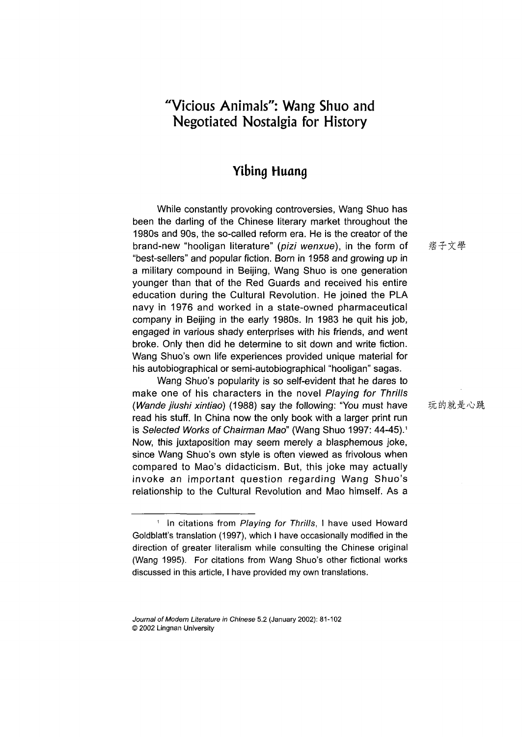# "Vicious Animals": Wang Shuo and Negotiated Nostalgia for History

## Yibing Huang

While constantly provoking controversies, Wang Shuo has been the darling of the Chinese literary market throughout the 1980s and 90s, the so-called reform era. He is the creator of the brand-new "hooligan literature" (*pizi wenxue*), in the form of "best-sellers" and popular fiction. Born in 1958 and growing up in a military compound in Beijing, Wang Shuo is one generation younger than that of the Red Guards and received his entire education during the Cultural Revolution. He joined the PLA navy in 1976 and worked in a state-owned pharmaceutical company in Beijing in the early 1980s. In 1983 he quit his job, engaged in various shady enterprises with his friends, and went broke. Only then did he determine to sit down and write fiction. Wang Shuo's own life experiences provided unique material for his autobiographical or semi-autobiographical "hooligan" sagas.

痞子文學

Wang Shuo's popularity is so self-evident that he dares to make one of his characters in the novel *Playing for Thrills* (*Wande jiushi xintiao*) (1988) say the following: "You must have read his stuff. In China now the only book with a larger print run is *Selected Works of Chairman Mao*" (Wang Shuo 1997: 44-45).[1] Now, this juxtaposition may seem merely a blasphemous joke, since Wang Shuo's own style is often viewed as frivolous when compared to Mao's didacticism. But, this joke may actually invoke an important question regarding Wang Shuo's relationship to the Cultural Revolution and Mao himself. As a

玩的就是心跳

[1] In citations from *Playing for Thrills*, I have used Howard Goldblatt's translation (1997), which I have occasionally modified in the direction of greater literalism while consulting the Chinese original (Wang 1995). For citations from Wang Shuo's other fictional works discussed in this article, I have provided my own translations.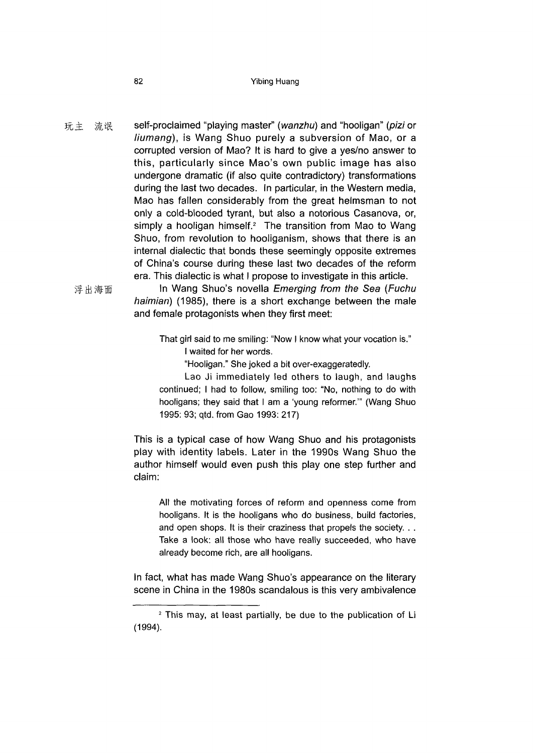玩主 流氓 self-proclaimed "playing master" (*wanzhu*) and "hooligan" (*pizi* or *liumang*), is Wang Shuo purely a subversion of Mao, or a corrupted version of Mao? It is hard to give a yes/no answer to this, particularly since Mao's own public image has also undergone dramatic (if also quite contradictory) transformations during the last two decades. In particular, in the Western media, Mao has fallen considerably from the great helmsman to not only a cold-blooded tyrant, but also a notorious Casanova, or, simply a hooligan himself.[2] The transition from Mao to Wang Shuo, from revolution to hooliganism, shows that there is an internal dialectic that bonds these seemingly opposite extremes of China's course during these last two decades of the reform era. This dialectic is what I propose to investigate in this article.

浮出海面 In Wang Shuo's novella *Emerging from the Sea* (*Fuchu haimian*) (1985), there is a short exchange between the male and female protagonists when they first meet:

> That girl said to me smiling: "Now I know what your vocation is."
>
> I waited for her words.
>
> "Hooligan." She joked a bit over-exaggeratedly.
>
> Lao Ji immediately led others to laugh, and laughs continued; I had to follow, smiling too: "No, nothing to do with hooligans; they said that I am a 'young reformer.'" (Wang Shuo 1995: 93; qtd. from Gao 1993: 217)

This is a typical case of how Wang Shuo and his protagonists play with identity labels. Later in the 1990s Wang Shuo the author himself would even push this play one step further and claim:

> All the motivating forces of reform and openness come from hooligans. It is the hooligans who do business, build factories, and open shops. It is their craziness that propels the society. . . Take a look: all those who have really succeeded, who have already become rich, are all hooligans.

In fact, what has made Wang Shuo's appearance on the literary scene in China in the 1980s scandalous is this very ambivalence

---

[2] This may, at least partially, be due to the publication of Li (1994).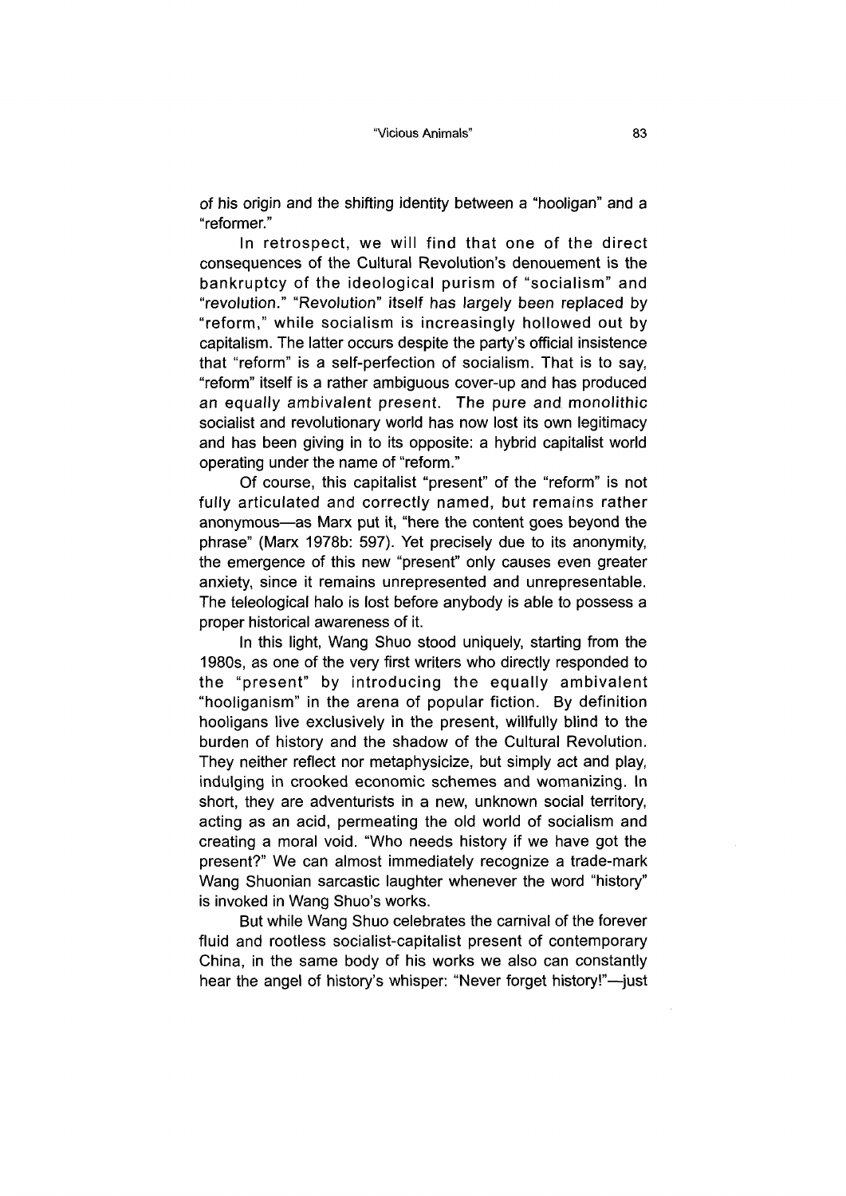of his origin and the shifting identity between a "hooligan" and a "reformer."

In retrospect, we will find that one of the direct consequences of the Cultural Revolution's denouement is the bankruptcy of the ideological purism of "socialism" and "revolution." "Revolution" itself has largely been replaced by "reform," while socialism is increasingly hollowed out by capitalism. The latter occurs despite the party's official insistence that "reform" is a self-perfection of socialism. That is to say, "reform" itself is a rather ambiguous cover-up and has produced an equally ambivalent present. The pure and monolithic socialist and revolutionary world has now lost its own legitimacy and has been giving in to its opposite: a hybrid capitalist world operating under the name of "reform."

Of course, this capitalist "present" of the "reform" is not fully articulated and correctly named, but remains rather anonymous—as Marx put it, "here the content goes beyond the phrase" (Marx 1978b: 597). Yet precisely due to its anonymity, the emergence of this new "present" only causes even greater anxiety, since it remains unrepresented and unrepresentable. The teleological halo is lost before anybody is able to possess a proper historical awareness of it.

In this light, Wang Shuo stood uniquely, starting from the 1980s, as one of the very first writers who directly responded to the "present" by introducing the equally ambivalent "hooliganism" in the arena of popular fiction. By definition hooligans live exclusively in the present, willfully blind to the burden of history and the shadow of the Cultural Revolution. They neither reflect nor metaphysicize, but simply act and play, indulging in crooked economic schemes and womanizing. In short, they are adventurists in a new, unknown social territory, acting as an acid, permeating the old world of socialism and creating a moral void. "Who needs history if we have got the present?" We can almost immediately recognize a trade-mark Wang Shuonian sarcastic laughter whenever the word "history" is invoked in Wang Shuo's works.

But while Wang Shuo celebrates the carnival of the forever fluid and rootless socialist-capitalist present of contemporary China, in the same body of his works we also can constantly hear the angel of history's whisper: "Never forget history!"—just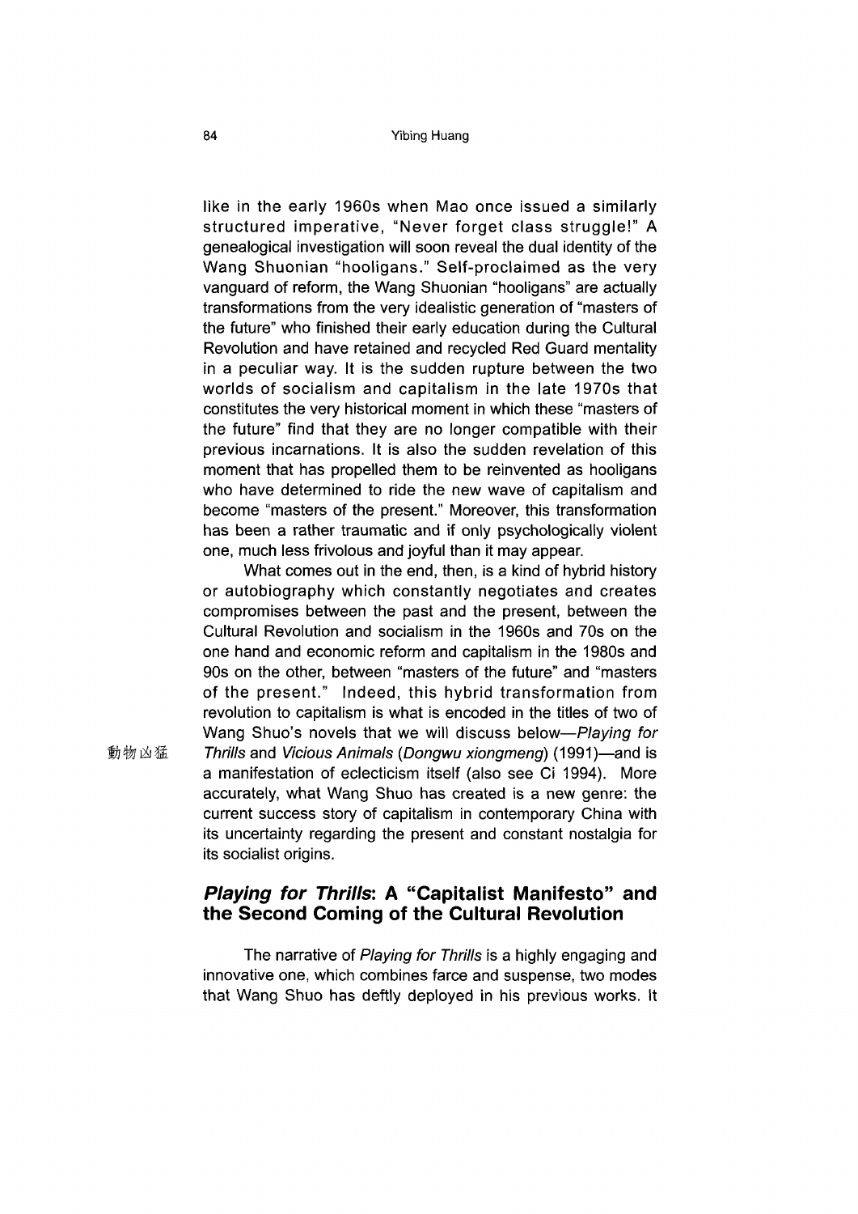like in the early 1960s when Mao once issued a similarly structured imperative, "Never forget class struggle!" A genealogical investigation will soon reveal the dual identity of the Wang Shuonian "hooligans." Self-proclaimed as the very vanguard of reform, the Wang Shuonian "hooligans" are actually transformations from the very idealistic generation of "masters of the future" who finished their early education during the Cultural Revolution and have retained and recycled Red Guard mentality in a peculiar way. It is the sudden rupture between the two worlds of socialism and capitalism in the late 1970s that constitutes the very historical moment in which these "masters of the future" find that they are no longer compatible with their previous incarnations. It is also the sudden revelation of this moment that has propelled them to be reinvented as hooligans who have determined to ride the new wave of capitalism and become "masters of the present." Moreover, this transformation has been a rather traumatic and if only psychologically violent one, much less frivolous and joyful than it may appear.

What comes out in the end, then, is a kind of hybrid history or autobiography which constantly negotiates and creates compromises between the past and the present, between the Cultural Revolution and socialism in the 1960s and 70s on the one hand and economic reform and capitalism in the 1980s and 90s on the other, between "masters of the future" and "masters of the present." Indeed, this hybrid transformation from revolution to capitalism is what is encoded in the titles of two of Wang Shuo's novels that we will discuss below—*Playing for Thrills* and *Vicious Animals* (*Dongwu xiongmeng*) (1991)—and is a manifestation of eclecticism itself (also see Ci 1994). More accurately, what Wang Shuo has created is a new genre: the current success story of capitalism in contemporary China with its uncertainty regarding the present and constant nostalgia for its socialist origins.

動物凶猛

## *Playing for Thrills*: A "Capitalist Manifesto" and the Second Coming of the Cultural Revolution

The narrative of *Playing for Thrills* is a highly engaging and innovative one, which combines farce and suspense, two modes that Wang Shuo has deftly deployed in his previous works. It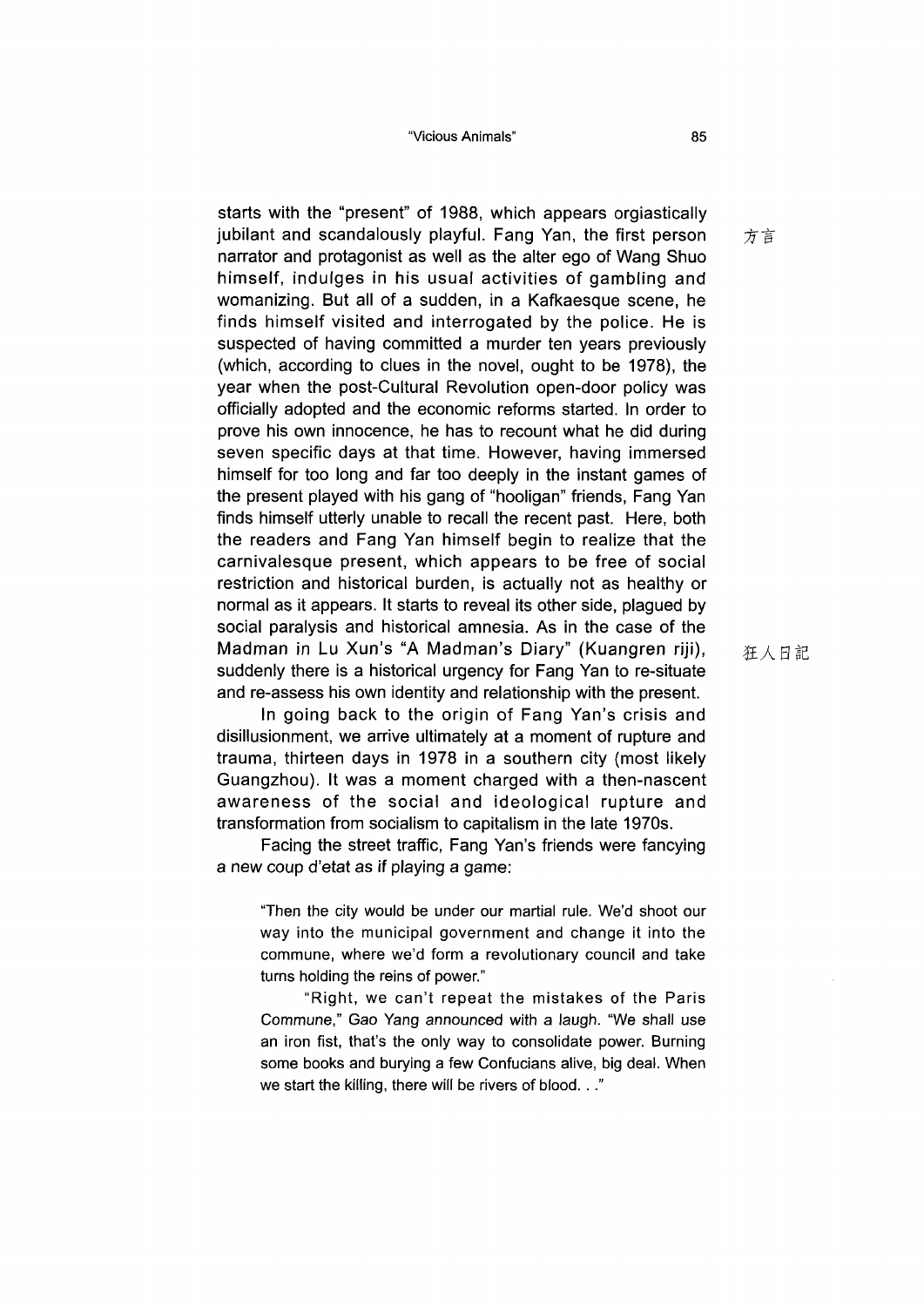starts with the "present" of 1988, which appears orgiastically jubilant and scandalously playful. Fang Yan, the first person narrator and protagonist as well as the alter ego of Wang Shuo himself, indulges in his usual activities of gambling and womanizing. But all of a sudden, in a Kafkaesque scene, he finds himself visited and interrogated by the police. He is suspected of having committed a murder ten years previously (which, according to clues in the novel, ought to be 1978), the year when the post-Cultural Revolution open-door policy was officially adopted and the economic reforms started. In order to prove his own innocence, he has to recount what he did during seven specific days at that time. However, having immersed himself for too long and far too deeply in the instant games of the present played with his gang of "hooligan" friends, Fang Yan finds himself utterly unable to recall the recent past. Here, both the readers and Fang Yan himself begin to realize that the carnivalesque present, which appears to be free of social restriction and historical burden, is actually not as healthy or normal as it appears. It starts to reveal its other side, plagued by social paralysis and historical amnesia. As in the case of the Madman in Lu Xun's "A Madman's Diary" (Kuangren riji), suddenly there is a historical urgency for Fang Yan to re-situate and re-assess his own identity and relationship with the present.

方言

狂人日記

In going back to the origin of Fang Yan's crisis and disillusionment, we arrive ultimately at a moment of rupture and trauma, thirteen days in 1978 in a southern city (most likely Guangzhou). It was a moment charged with a then-nascent awareness of the social and ideological rupture and transformation from socialism to capitalism in the late 1970s.

Facing the street traffic, Fang Yan's friends were fancying a new coup d'etat as if playing a game:

> "Then the city would be under our martial rule. We'd shoot our way into the municipal government and change it into the commune, where we'd form a revolutionary council and take turns holding the reins of power."
>
> "Right, we can't repeat the mistakes of the Paris Commune," Gao Yang announced with a laugh. "We shall use an iron fist, that's the only way to consolidate power. Burning some books and burying a few Confucians alive, big deal. When we start the killing, there will be rivers of blood. . ."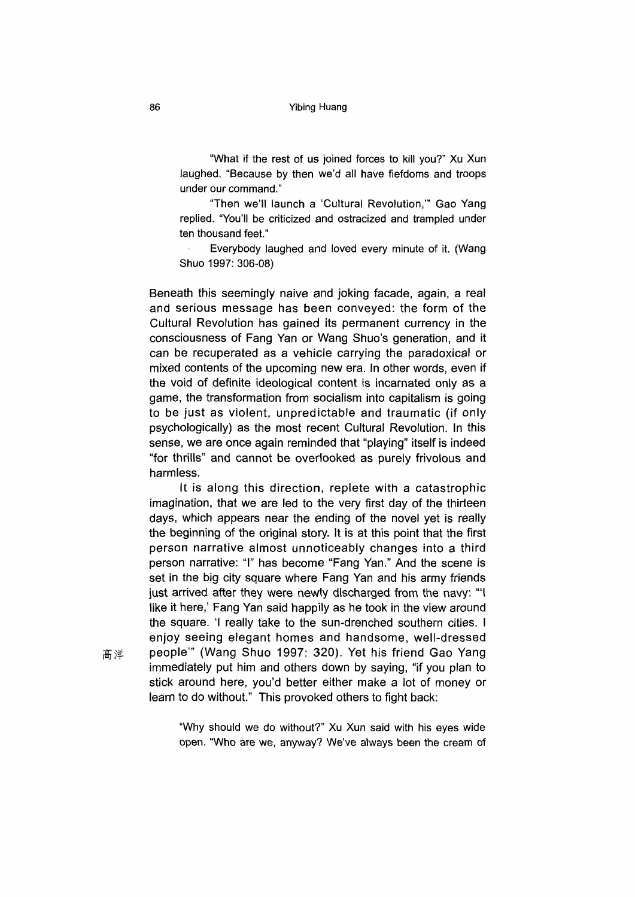> "What if the rest of us joined forces to kill you?" Xu Xun laughed. "Because by then we'd all have fiefdoms and troops under our command."
>
> "Then we'll launch a 'Cultural Revolution,'" Gao Yang replied. "You'll be criticized and ostracized and trampled under ten thousand feet."
>
> Everybody laughed and loved every minute of it. (Wang Shuo 1997: 306-08)

Beneath this seemingly naive and joking facade, again, a real and serious message has been conveyed: the form of the Cultural Revolution has gained its permanent currency in the consciousness of Fang Yan or Wang Shuo's generation, and it can be recuperated as a vehicle carrying the paradoxical or mixed contents of the upcoming new era. In other words, even if the void of definite ideological content is incarnated only as a game, the transformation from socialism into capitalism is going to be just as violent, unpredictable and traumatic (if only psychologically) as the most recent Cultural Revolution. In this sense, we are once again reminded that "playing" itself is indeed "for thrills" and cannot be overlooked as purely frivolous and harmless.

It is along this direction, replete with a catastrophic imagination, that we are led to the very first day of the thirteen days, which appears near the ending of the novel yet is really the beginning of the original story. It is at this point that the first person narrative almost unnoticeably changes into a third person narrative: "I" has become "Fang Yan." And the scene is set in the big city square where Fang Yan and his army friends just arrived after they were newly discharged from the navy: "'I like it here,' Fang Yan said happily as he took in the view around the square. 'I really take to the sun-drenched southern cities. I enjoy seeing elegant homes and handsome, well-dressed people'" (Wang Shuo 1997: 320). Yet his friend Gao Yang 高洋 immediately put him and others down by saying, "if you plan to stick around here, you'd better either make a lot of money or learn to do without." This provoked others to fight back:

> "Why should we do without?" Xu Xun said with his eyes wide open. "Who are we, anyway? We've always been the cream of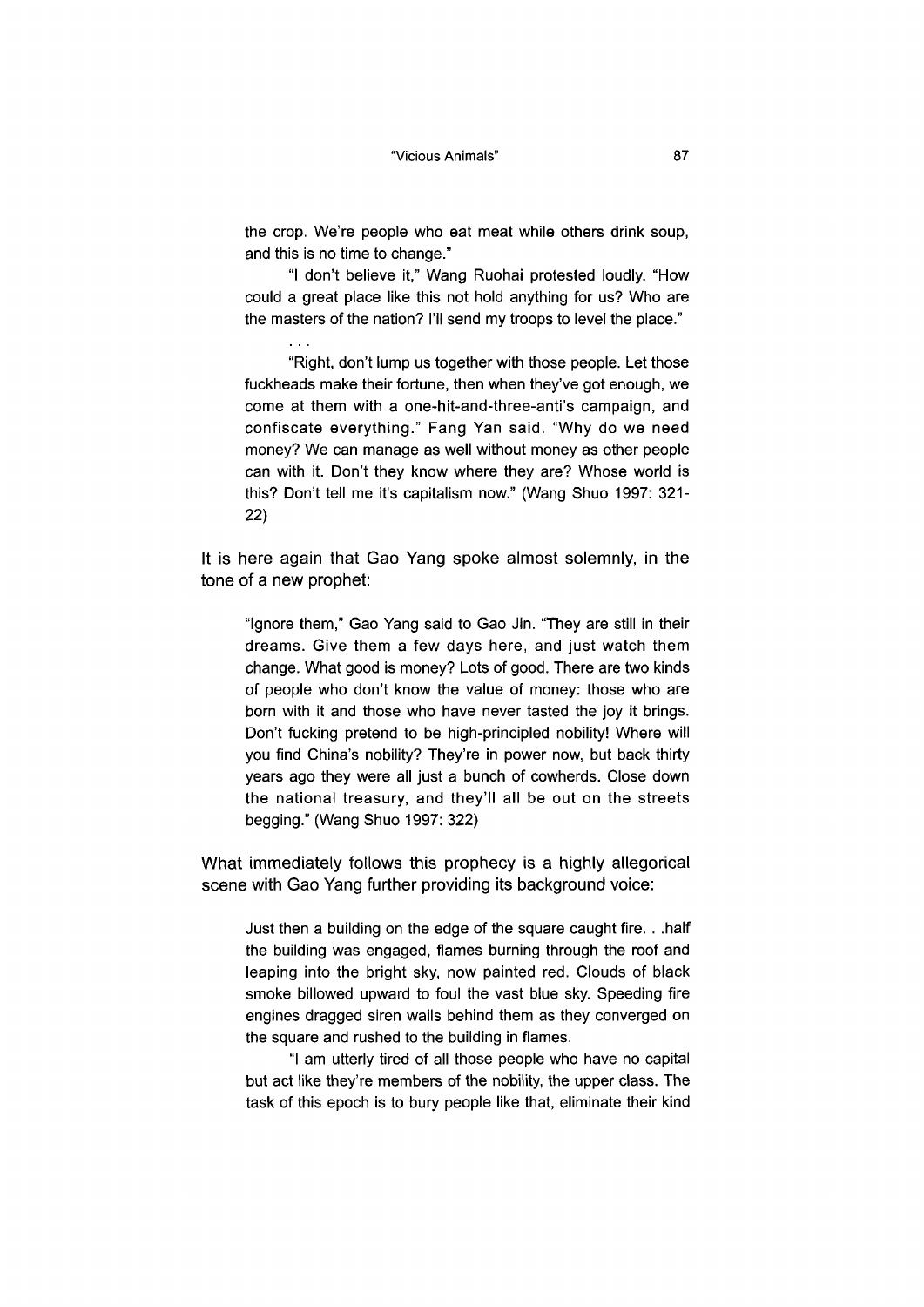> the crop. We're people who eat meat while others drink soup, and this is no time to change."
>
> "I don't believe it," Wang Ruohai protested loudly. "How could a great place like this not hold anything for us? Who are the masters of the nation? I'll send my troops to level the place."
>
> . . .
>
> "Right, don't lump us together with those people. Let those fuckheads make their fortune, then when they've got enough, we come at them with a one-hit-and-three-anti's campaign, and confiscate everything." Fang Yan said. "Why do we need money? We can manage as well without money as other people can with it. Don't they know where they are? Whose world is this? Don't tell me it's capitalism now." (Wang Shuo 1997: 321-22)

It is here again that Gao Yang spoke almost solemnly, in the tone of a new prophet:

> "Ignore them," Gao Yang said to Gao Jin. "They are still in their dreams. Give them a few days here, and just watch them change. What good is money? Lots of good. There are two kinds of people who don't know the value of money: those who are born with it and those who have never tasted the joy it brings. Don't fucking pretend to be high-principled nobility! Where will you find China's nobility? They're in power now, but back thirty years ago they were all just a bunch of cowherds. Close down the national treasury, and they'll all be out on the streets begging." (Wang Shuo 1997: 322)

What immediately follows this prophecy is a highly allegorical scene with Gao Yang further providing its background voice:

> Just then a building on the edge of the square caught fire. . .half the building was engaged, flames burning through the roof and leaping into the bright sky, now painted red. Clouds of black smoke billowed upward to foul the vast blue sky. Speeding fire engines dragged siren wails behind them as they converged on the square and rushed to the building in flames.
>
> "I am utterly tired of all those people who have no capital but act like they're members of the nobility, the upper class. The task of this epoch is to bury people like that, eliminate their kind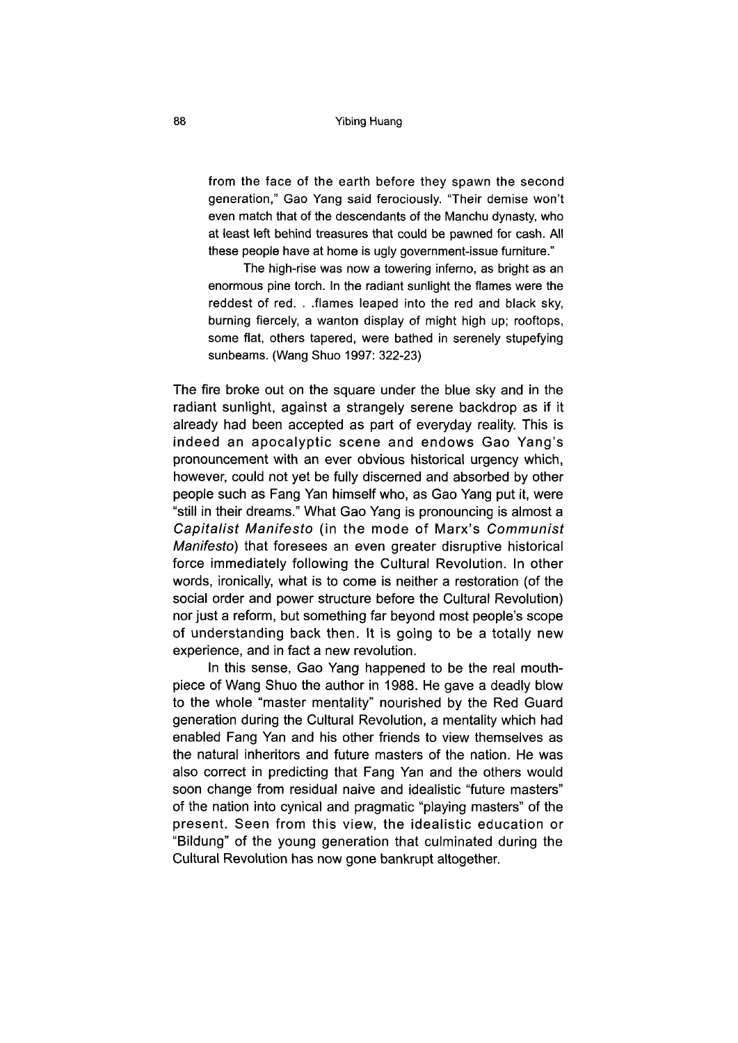> from the face of the earth before they spawn the second generation," Gao Yang said ferociously. "Their demise won't even match that of the descendants of the Manchu dynasty, who at least left behind treasures that could be pawned for cash. All these people have at home is ugly government-issue furniture."
>
> The high-rise was now a towering inferno, as bright as an enormous pine torch. In the radiant sunlight the flames were the reddest of red. . .flames leaped into the red and black sky, burning fiercely, a wanton display of might high up; rooftops, some flat, others tapered, were bathed in serenely stupefying sunbeams. (Wang Shuo 1997: 322-23)

The fire broke out on the square under the blue sky and in the radiant sunlight, against a strangely serene backdrop as if it already had been accepted as part of everyday reality. This is indeed an apocalyptic scene and endows Gao Yang's pronouncement with an ever obvious historical urgency which, however, could not yet be fully discerned and absorbed by other people such as Fang Yan himself who, as Gao Yang put it, were "still in their dreams." What Gao Yang is pronouncing is almost a *Capitalist Manifesto* (in the mode of Marx's *Communist Manifesto*) that foresees an even greater disruptive historical force immediately following the Cultural Revolution. In other words, ironically, what is to come is neither a restoration (of the social order and power structure before the Cultural Revolution) nor just a reform, but something far beyond most people's scope of understanding back then. It is going to be a totally new experience, and in fact a new revolution.

In this sense, Gao Yang happened to be the real mouthpiece of Wang Shuo the author in 1988. He gave a deadly blow to the whole "master mentality" nourished by the Red Guard generation during the Cultural Revolution, a mentality which had enabled Fang Yan and his other friends to view themselves as the natural inheritors and future masters of the nation. He was also correct in predicting that Fang Yan and the others would soon change from residual naive and idealistic "future masters" of the nation into cynical and pragmatic "playing masters" of the present. Seen from this view, the idealistic education or "Bildung" of the young generation that culminated during the Cultural Revolution has now gone bankrupt altogether.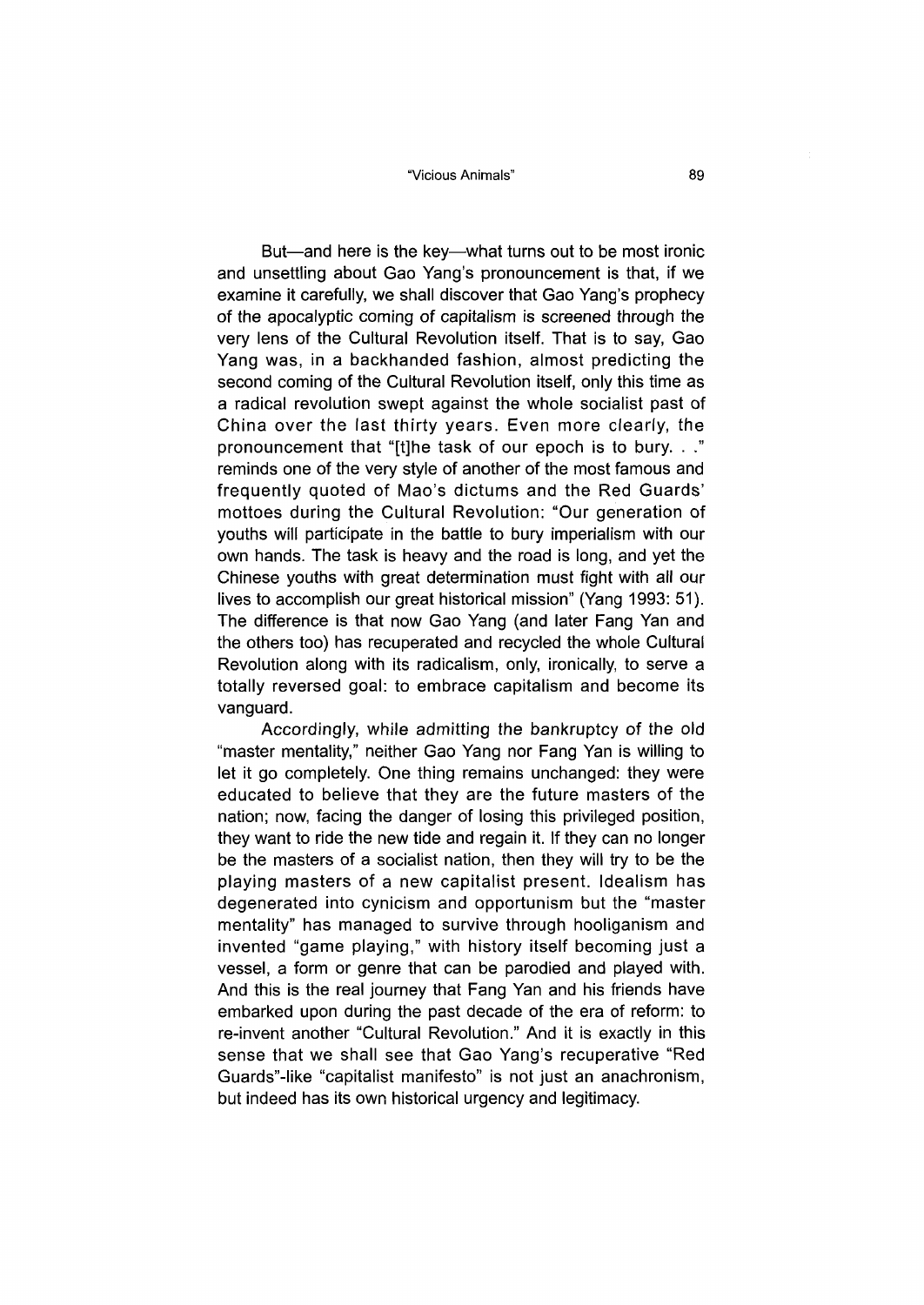But—and here is the key—what turns out to be most ironic and unsettling about Gao Yang's pronouncement is that, if we examine it carefully, we shall discover that Gao Yang's prophecy of the apocalyptic coming of capitalism is screened through the very lens of the Cultural Revolution itself. That is to say, Gao Yang was, in a backhanded fashion, almost predicting the second coming of the Cultural Revolution itself, only this time as a radical revolution swept against the whole socialist past of China over the last thirty years. Even more clearly, the pronouncement that "[t]he task of our epoch is to bury. . ." reminds one of the very style of another of the most famous and frequently quoted of Mao's dictums and the Red Guards' mottoes during the Cultural Revolution: "Our generation of youths will participate in the battle to bury imperialism with our own hands. The task is heavy and the road is long, and yet the Chinese youths with great determination must fight with all our lives to accomplish our great historical mission" (Yang 1993: 51). The difference is that now Gao Yang (and later Fang Yan and the others too) has recuperated and recycled the whole Cultural Revolution along with its radicalism, only, ironically, to serve a totally reversed goal: to embrace capitalism and become its vanguard.

Accordingly, while admitting the bankruptcy of the old "master mentality," neither Gao Yang nor Fang Yan is willing to let it go completely. One thing remains unchanged: they were educated to believe that they are the future masters of the nation; now, facing the danger of losing this privileged position, they want to ride the new tide and regain it. If they can no longer be the masters of a socialist nation, then they will try to be the playing masters of a new capitalist present. Idealism has degenerated into cynicism and opportunism but the "master mentality" has managed to survive through hooliganism and invented "game playing," with history itself becoming just a vessel, a form or genre that can be parodied and played with. And this is the real journey that Fang Yan and his friends have embarked upon during the past decade of the era of reform: to re-invent another "Cultural Revolution." And it is exactly in this sense that we shall see that Gao Yang's recuperative "Red Guards"-like "capitalist manifesto" is not just an anachronism, but indeed has its own historical urgency and legitimacy.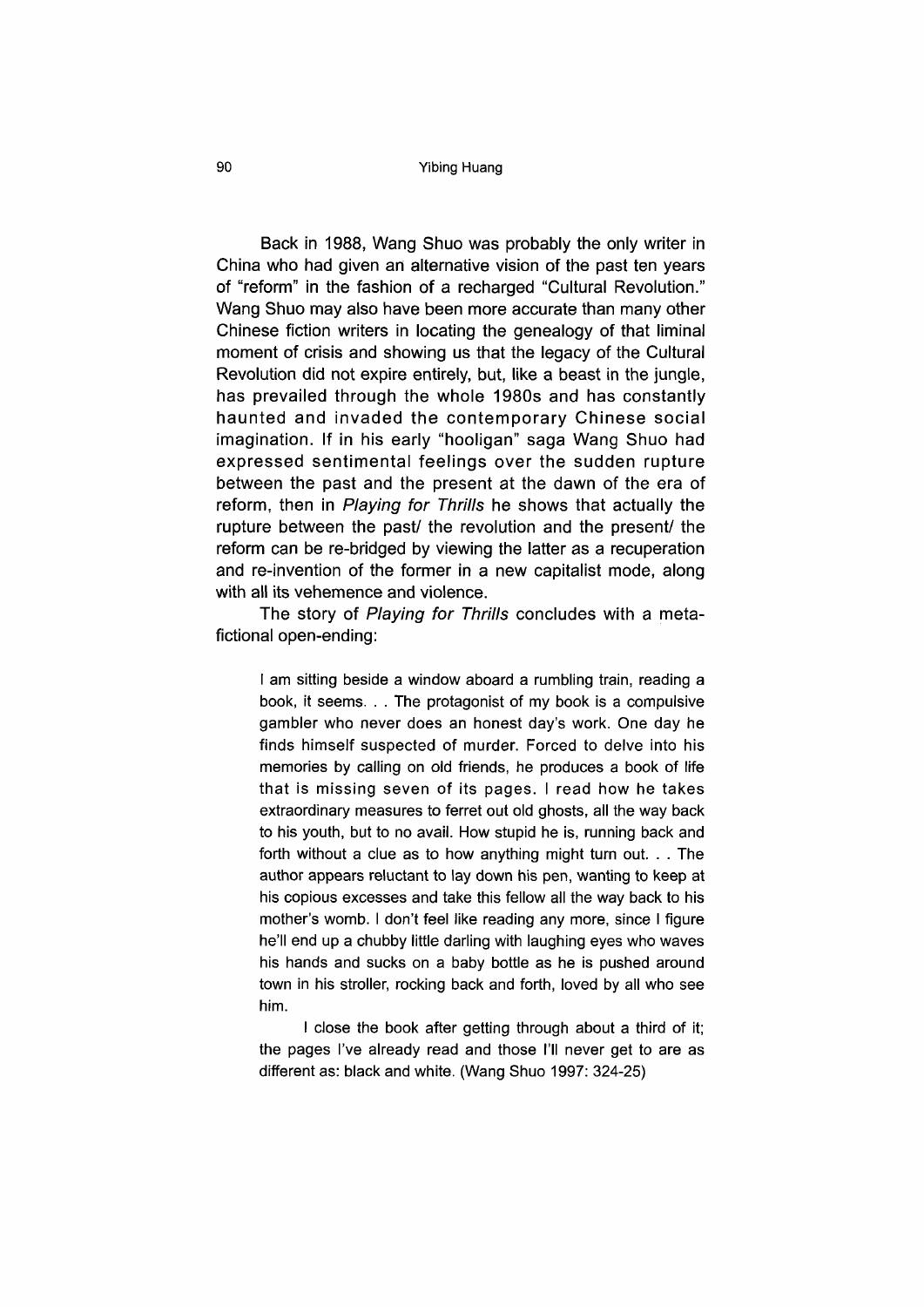Back in 1988, Wang Shuo was probably the only writer in China who had given an alternative vision of the past ten years of "reform" in the fashion of a recharged "Cultural Revolution." Wang Shuo may also have been more accurate than many other Chinese fiction writers in locating the genealogy of that liminal moment of crisis and showing us that the legacy of the Cultural Revolution did not expire entirely, but, like a beast in the jungle, has prevailed through the whole 1980s and has constantly haunted and invaded the contemporary Chinese social imagination. If in his early "hooligan" saga Wang Shuo had expressed sentimental feelings over the sudden rupture between the past and the present at the dawn of the era of reform, then in *Playing for Thrills* he shows that actually the rupture between the past/ the revolution and the present/ the reform can be re-bridged by viewing the latter as a recuperation and re-invention of the former in a new capitalist mode, along with all its vehemence and violence.

The story of *Playing for Thrills* concludes with a meta-fictional open-ending:

> I am sitting beside a window aboard a rumbling train, reading a book, it seems. . . The protagonist of my book is a compulsive gambler who never does an honest day's work. One day he finds himself suspected of murder. Forced to delve into his memories by calling on old friends, he produces a book of life that is missing seven of its pages. I read how he takes extraordinary measures to ferret out old ghosts, all the way back to his youth, but to no avail. How stupid he is, running back and forth without a clue as to how anything might turn out. . . The author appears reluctant to lay down his pen, wanting to keep at his copious excesses and take this fellow all the way back to his mother's womb. I don't feel like reading any more, since I figure he'll end up a chubby little darling with laughing eyes who waves his hands and sucks on a baby bottle as he is pushed around town in his stroller, rocking back and forth, loved by all who see him.
>
> I close the book after getting through about a third of it; the pages I've already read and those I'll never get to are as different as: black and white. (Wang Shuo 1997: 324-25)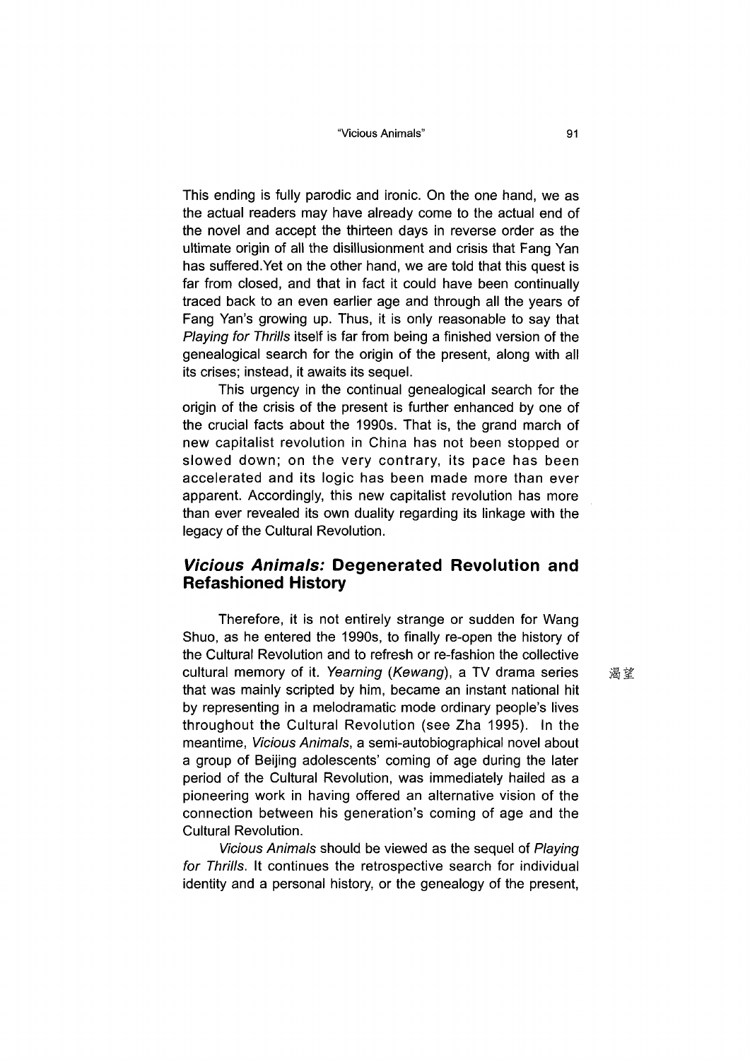This ending is fully parodic and ironic. On the one hand, we as the actual readers may have already come to the actual end of the novel and accept the thirteen days in reverse order as the ultimate origin of all the disillusionment and crisis that Fang Yan has suffered.Yet on the other hand, we are told that this quest is far from closed, and that in fact it could have been continually traced back to an even earlier age and through all the years of Fang Yan's growing up. Thus, it is only reasonable to say that *Playing for Thrills* itself is far from being a finished version of the genealogical search for the origin of the present, along with all its crises; instead, it awaits its sequel.

This urgency in the continual genealogical search for the origin of the crisis of the present is further enhanced by one of the crucial facts about the 1990s. That is, the grand march of new capitalist revolution in China has not been stopped or slowed down; on the very contrary, its pace has been accelerated and its logic has been made more than ever apparent. Accordingly, this new capitalist revolution has more than ever revealed its own duality regarding its linkage with the legacy of the Cultural Revolution.

## *Vicious Animals:* Degenerated Revolution and Refashioned History

Therefore, it is not entirely strange or sudden for Wang Shuo, as he entered the 1990s, to finally re-open the history of the Cultural Revolution and to refresh or re-fashion the collective cultural memory of it. *Yearning* (*Kewang*), a TV drama series that was mainly scripted by him, became an instant national hit by representing in a melodramatic mode ordinary people's lives throughout the Cultural Revolution (see Zha 1995). In the meantime, *Vicious Animals*, a semi-autobiographical novel about a group of Beijing adolescents' coming of age during the later period of the Cultural Revolution, was immediately hailed as a pioneering work in having offered an alternative vision of the connection between his generation's coming of age and the Cultural Revolution.

渴望

*Vicious Animals* should be viewed as the sequel of *Playing for Thrills*. It continues the retrospective search for individual identity and a personal history, or the genealogy of the present,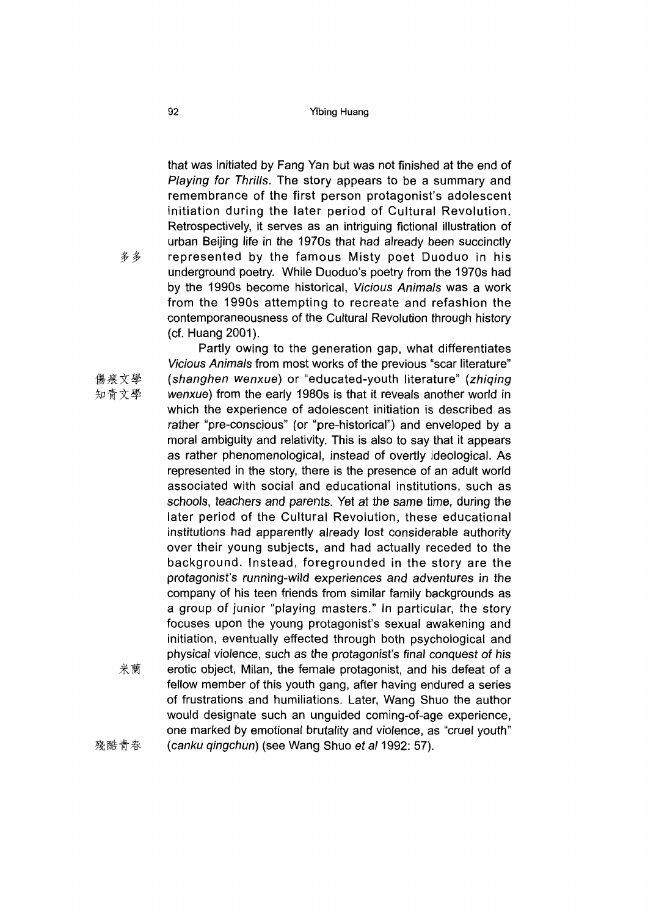that was initiated by Fang Yan but was not finished at the end of *Playing for Thrills*. The story appears to be a summary and remembrance of the first person protagonist's adolescent initiation during the later period of Cultural Revolution. Retrospectively, it serves as an intriguing fictional illustration of urban Beijing life in the 1970s that had already been succinctly represented by the famous Misty poet Duoduo in his underground poetry. While Duoduo's poetry from the 1970s had by the 1990s become historical, *Vicious Animals* was a work from the 1990s attempting to recreate and refashion the contemporaneousness of the Cultural Revolution through history (cf. Huang 2001).

多多

Partly owing to the generation gap, what differentiates *Vicious Animals* from most works of the previous "scar literature" (*shanghen wenxue*) or "educated-youth literature" (*zhiqing wenxue*) from the early 1980s is that it reveals another world in which the experience of adolescent initiation is described as rather "pre-conscious" (or "pre-historical") and enveloped by a moral ambiguity and relativity. This is also to say that it appears as rather phenomenological, instead of overtly ideological. As represented in the story, there is the presence of an adult world associated with social and educational institutions, such as schools, teachers and parents. Yet at the same time, during the later period of the Cultural Revolution, these educational institutions had apparently already lost considerable authority over their young subjects, and had actually receded to the background. Instead, foregrounded in the story are the protagonist's running-wild experiences and adventures in the company of his teen friends from similar family backgrounds as a group of junior "playing masters." In particular, the story focuses upon the young protagonist's sexual awakening and initiation, eventually effected through both psychological and physical violence, such as the protagonist's final conquest of his erotic object, Milan, the female protagonist, and his defeat of a fellow member of this youth gang, after having endured a series of frustrations and humiliations. Later, Wang Shuo the author would designate such an unguided coming-of-age experience, one marked by emotional brutality and violence, as "cruel youth" (*canku qingchun*) (see Wang Shuo *et al* 1992: 57).

傷痕文學
知青文學
米蘭
殘酷青春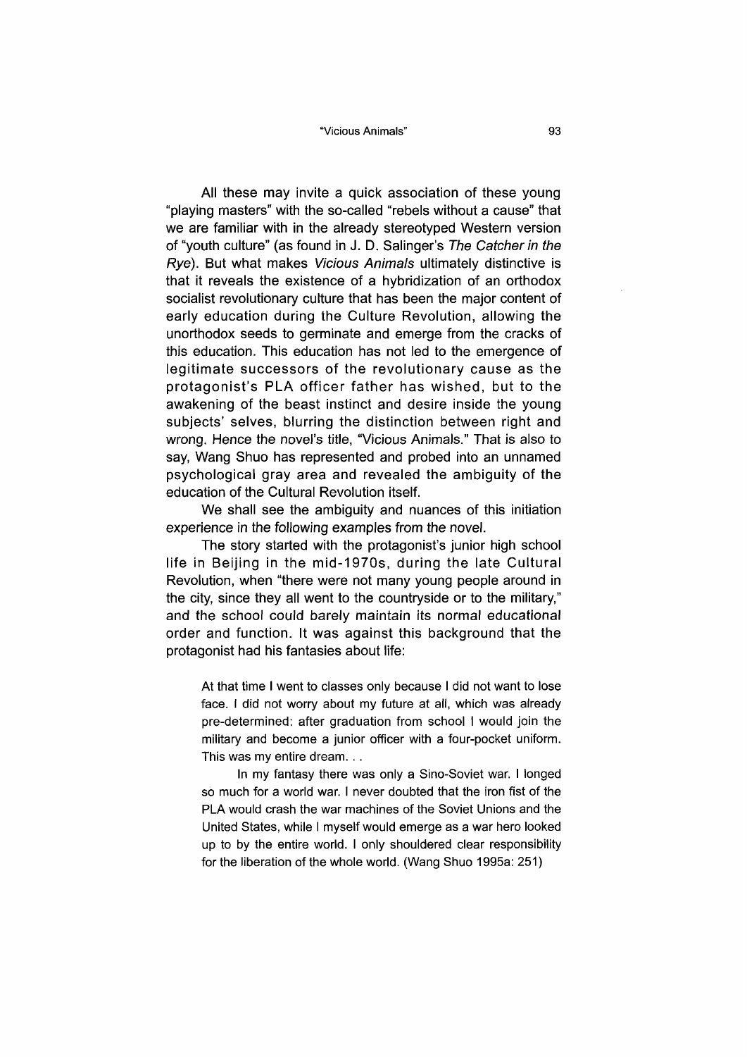All these may invite a quick association of these young "playing masters" with the so-called "rebels without a cause" that we are familiar with in the already stereotyped Western version of "youth culture" (as found in J. D. Salinger's *The Catcher in the Rye*). But what makes *Vicious Animals* ultimately distinctive is that it reveals the existence of a hybridization of an orthodox socialist revolutionary culture that has been the major content of early education during the Culture Revolution, allowing the unorthodox seeds to germinate and emerge from the cracks of this education. This education has not led to the emergence of legitimate successors of the revolutionary cause as the protagonist's PLA officer father has wished, but to the awakening of the beast instinct and desire inside the young subjects' selves, blurring the distinction between right and wrong. Hence the novel's title, "Vicious Animals." That is also to say, Wang Shuo has represented and probed into an unnamed psychological gray area and revealed the ambiguity of the education of the Cultural Revolution itself.

We shall see the ambiguity and nuances of this initiation experience in the following examples from the novel.

The story started with the protagonist's junior high school life in Beijing in the mid-1970s, during the late Cultural Revolution, when "there were not many young people around in the city, since they all went to the countryside or to the military," and the school could barely maintain its normal educational order and function. It was against this background that the protagonist had his fantasies about life:

> At that time I went to classes only because I did not want to lose face. I did not worry about my future at all, which was already pre-determined: after graduation from school I would join the military and become a junior officer with a four-pocket uniform. This was my entire dream. . .
>
> In my fantasy there was only a Sino-Soviet war. I longed so much for a world war. I never doubted that the iron fist of the PLA would crash the war machines of the Soviet Unions and the United States, while I myself would emerge as a war hero looked up to by the entire world. I only shouldered clear responsibility for the liberation of the whole world. (Wang Shuo 1995a: 251)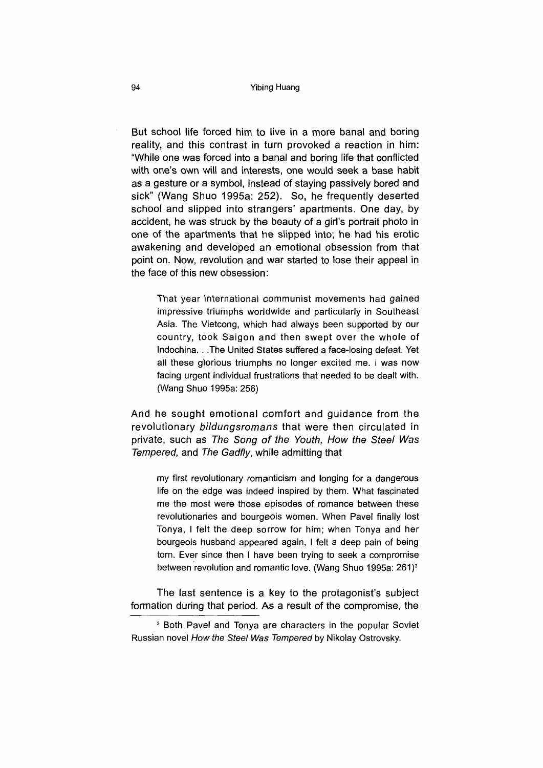But school life forced him to live in a more banal and boring reality, and this contrast in turn provoked a reaction in him: "While one was forced into a banal and boring life that conflicted with one's own will and interests, one would seek a base habit as a gesture or a symbol, instead of staying passively bored and sick" (Wang Shuo 1995a: 252). So, he frequently deserted school and slipped into strangers' apartments. One day, by accident, he was struck by the beauty of a girl's portrait photo in one of the apartments that he slipped into; he had his erotic awakening and developed an emotional obsession from that point on. Now, revolution and war started to lose their appeal in the face of this new obsession:

> That year international communist movements had gained impressive triumphs worldwide and particularly in Southeast Asia. The Vietcong, which had always been supported by our country, took Saigon and then swept over the whole of Indochina. . .The United States suffered a face-losing defeat. Yet all these glorious triumphs no longer excited me. I was now facing urgent individual frustrations that needed to be dealt with. (Wang Shuo 1995a: 256)

And he sought emotional comfort and guidance from the revolutionary *bildungsromans* that were then circulated in private, such as *The Song of the Youth, How the Steel Was Tempered,* and *The Gadfly*, while admitting that

> my first revolutionary romanticism and longing for a dangerous life on the edge was indeed inspired by them. What fascinated me the most were those episodes of romance between these revolutionaries and bourgeois women. When Pavel finally lost Tonya, I felt the deep sorrow for him; when Tonya and her bourgeois husband appeared again, I felt a deep pain of being torn. Ever since then I have been trying to seek a compromise between revolution and romantic love. (Wang Shuo 1995a: 261)[3]

The last sentence is a key to the protagonist's subject formation during that period. As a result of the compromise, the

[3] Both Pavel and Tonya are characters in the popular Soviet Russian novel *How the Steel Was Tempered* by Nikolay Ostrovsky.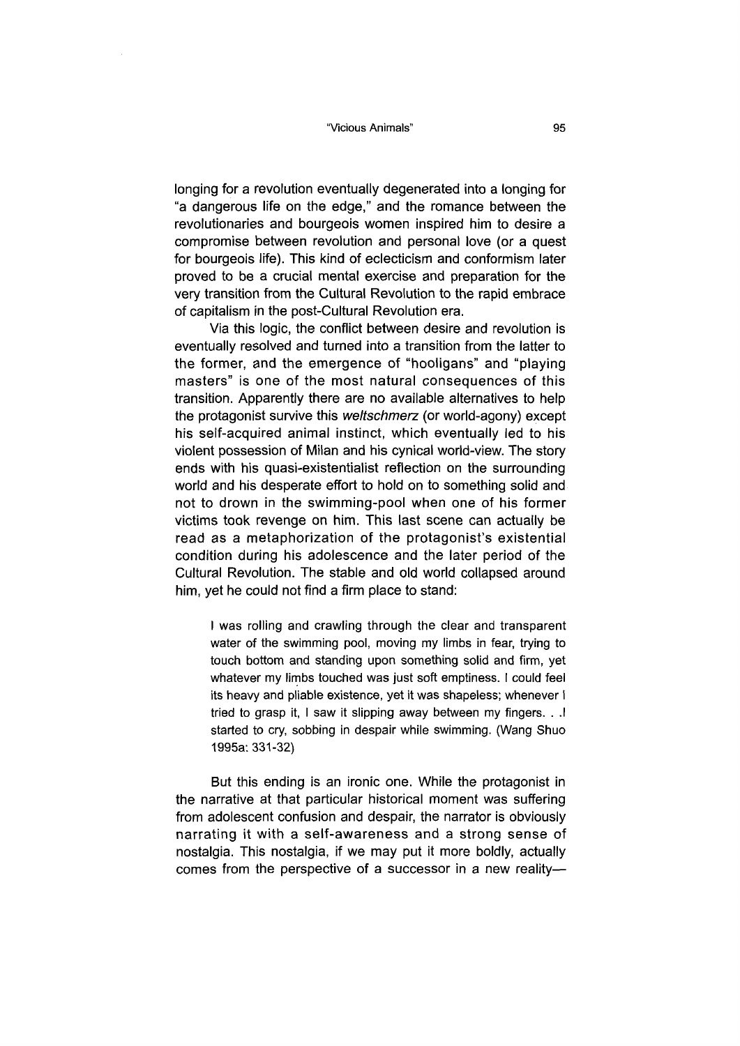longing for a revolution eventually degenerated into a longing for "a dangerous life on the edge," and the romance between the revolutionaries and bourgeois women inspired him to desire a compromise between revolution and personal love (or a quest for bourgeois life). This kind of eclecticism and conformism later proved to be a crucial mental exercise and preparation for the very transition from the Cultural Revolution to the rapid embrace of capitalism in the post-Cultural Revolution era.

Via this logic, the conflict between desire and revolution is eventually resolved and turned into a transition from the latter to the former, and the emergence of "hooligans" and "playing masters" is one of the most natural consequences of this transition. Apparently there are no available alternatives to help the protagonist survive this *weltschmerz* (or world-agony) except his self-acquired animal instinct, which eventually led to his violent possession of Milan and his cynical world-view. The story ends with his quasi-existentialist reflection on the surrounding world and his desperate effort to hold on to something solid and not to drown in the swimming-pool when one of his former victims took revenge on him. This last scene can actually be read as a metaphorization of the protagonist's existential condition during his adolescence and the later period of the Cultural Revolution. The stable and old world collapsed around him, yet he could not find a firm place to stand:

> I was rolling and crawling through the clear and transparent water of the swimming pool, moving my limbs in fear, trying to touch bottom and standing upon something solid and firm, yet whatever my limbs touched was just soft emptiness. I could feel its heavy and pliable existence, yet it was shapeless; whenever I tried to grasp it, I saw it slipping away between my fingers. . .I started to cry, sobbing in despair while swimming. (Wang Shuo 1995a: 331-32)

But this ending is an ironic one. While the protagonist in the narrative at that particular historical moment was suffering from adolescent confusion and despair, the narrator is obviously narrating it with a self-awareness and a strong sense of nostalgia. This nostalgia, if we may put it more boldly, actually comes from the perspective of a successor in a new reality—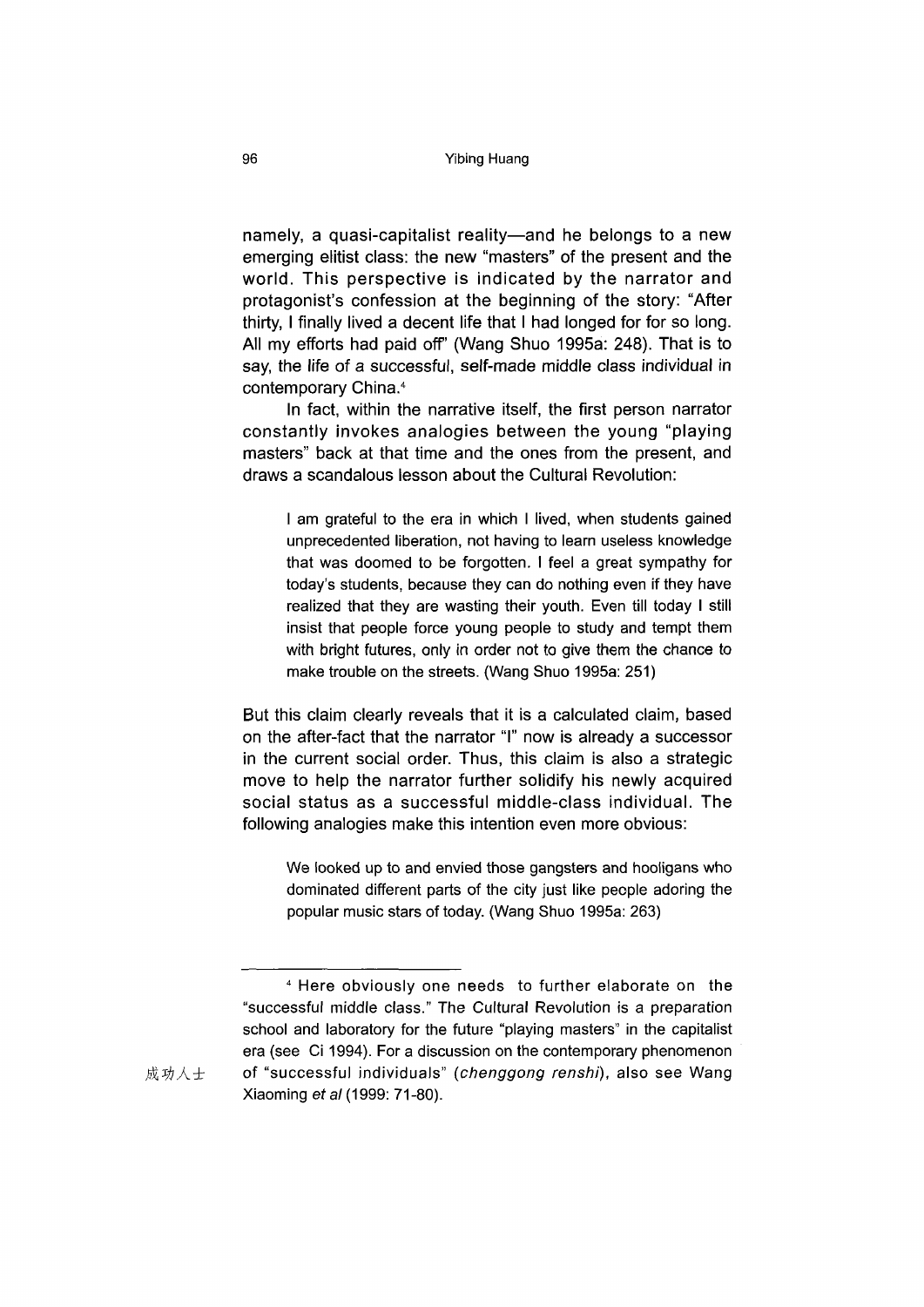namely, a quasi-capitalist reality—and he belongs to a new emerging elitist class: the new "masters" of the present and the world. This perspective is indicated by the narrator and protagonist's confession at the beginning of the story: "After thirty, I finally lived a decent life that I had longed for for so long. All my efforts had paid off" (Wang Shuo 1995a: 248). That is to say, the life of a successful, self-made middle class individual in contemporary China.[4]

In fact, within the narrative itself, the first person narrator constantly invokes analogies between the young "playing masters" back at that time and the ones from the present, and draws a scandalous lesson about the Cultural Revolution:

> I am grateful to the era in which I lived, when students gained unprecedented liberation, not having to learn useless knowledge that was doomed to be forgotten. I feel a great sympathy for today's students, because they can do nothing even if they have realized that they are wasting their youth. Even till today I still insist that people force young people to study and tempt them with bright futures, only in order not to give them the chance to make trouble on the streets. (Wang Shuo 1995a: 251)

But this claim clearly reveals that it is a calculated claim, based on the after-fact that the narrator "I" now is already a successor in the current social order. Thus, this claim is also a strategic move to help the narrator further solidify his newly acquired social status as a successful middle-class individual. The following analogies make this intention even more obvious:

> We looked up to and envied those gangsters and hooligans who dominated different parts of the city just like people adoring the popular music stars of today. (Wang Shuo 1995a: 263)

---

[4] Here obviously one needs to further elaborate on the "successful middle class." The Cultural Revolution is a preparation school and laboratory for the future "playing masters" in the capitalist era (see Ci 1994). For a discussion on the contemporary phenomenon of "successful individuals" (*chenggong renshi*), also see Wang Xiaoming *et al* (1999: 71-80).

成功人士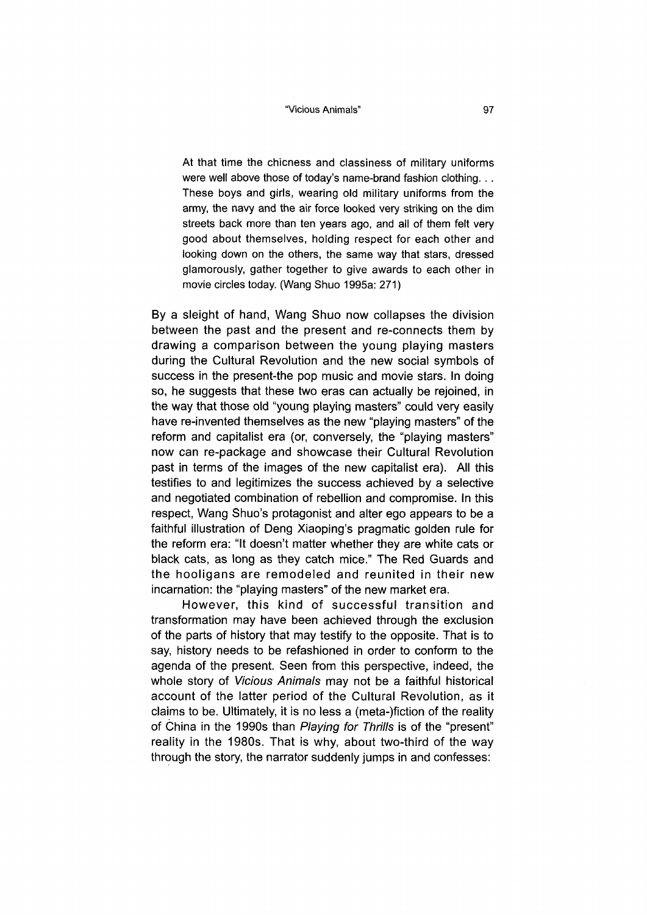> At that time the chicness and classiness of military uniforms were well above those of today's name-brand fashion clothing. . . These boys and girls, wearing old military uniforms from the army, the navy and the air force looked very striking on the dim streets back more than ten years ago, and all of them felt very good about themselves, holding respect for each other and looking down on the others, the same way that stars, dressed glamorously, gather together to give awards to each other in movie circles today. (Wang Shuo 1995a: 271)

By a sleight of hand, Wang Shuo now collapses the division between the past and the present and re-connects them by drawing a comparison between the young playing masters during the Cultural Revolution and the new social symbols of success in the present-the pop music and movie stars. In doing so, he suggests that these two eras can actually be rejoined, in the way that those old "young playing masters" could very easily have re-invented themselves as the new "playing masters" of the reform and capitalist era (or, conversely, the "playing masters" now can re-package and showcase their Cultural Revolution past in terms of the images of the new capitalist era). All this testifies to and legitimizes the success achieved by a selective and negotiated combination of rebellion and compromise. In this respect, Wang Shuo's protagonist and alter ego appears to be a faithful illustration of Deng Xiaoping's pragmatic golden rule for the reform era: "It doesn't matter whether they are white cats or black cats, as long as they catch mice." The Red Guards and the hooligans are remodeled and reunited in their new incarnation: the "playing masters" of the new market era.

However, this kind of successful transition and transformation may have been achieved through the exclusion of the parts of history that may testify to the opposite. That is to say, history needs to be refashioned in order to conform to the agenda of the present. Seen from this perspective, indeed, the whole story of *Vicious Animals* may not be a faithful historical account of the latter period of the Cultural Revolution, as it claims to be. Ultimately, it is no less a (meta-)fiction of the reality of China in the 1990s than *Playing for Thrills* is of the "present" reality in the 1980s. That is why, about two-third of the way through the story, the narrator suddenly jumps in and confesses: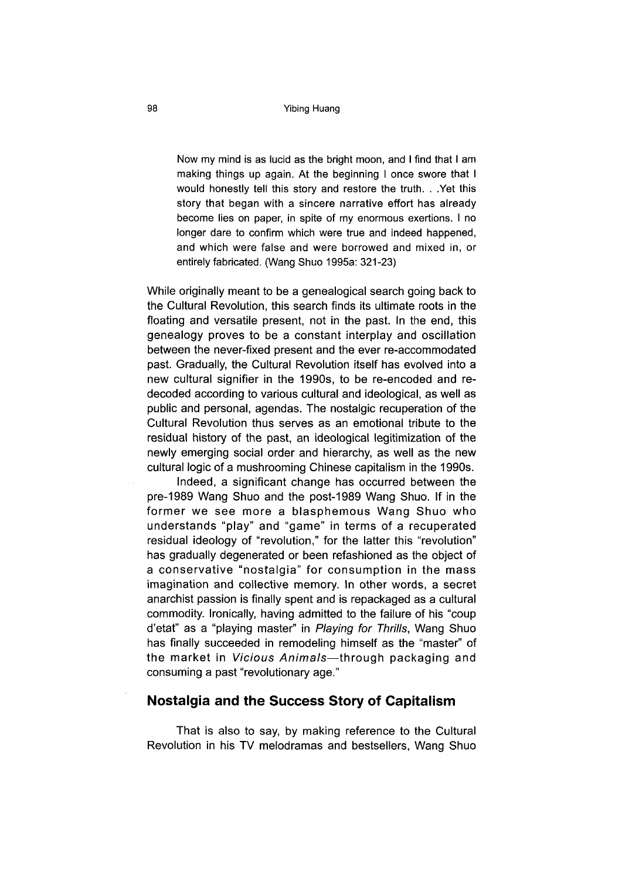> Now my mind is as lucid as the bright moon, and I find that I am making things up again. At the beginning I once swore that I would honestly tell this story and restore the truth. . .Yet this story that began with a sincere narrative effort has already become lies on paper, in spite of my enormous exertions. I no longer dare to confirm which were true and indeed happened, and which were false and were borrowed and mixed in, or entirely fabricated. (Wang Shuo 1995a: 321-23)

While originally meant to be a genealogical search going back to the Cultural Revolution, this search finds its ultimate roots in the floating and versatile present, not in the past. In the end, this genealogy proves to be a constant interplay and oscillation between the never-fixed present and the ever re-accommodated past. Gradually, the Cultural Revolution itself has evolved into a new cultural signifier in the 1990s, to be re-encoded and re-decoded according to various cultural and ideological, as well as public and personal, agendas. The nostalgic recuperation of the Cultural Revolution thus serves as an emotional tribute to the residual history of the past, an ideological legitimization of the newly emerging social order and hierarchy, as well as the new cultural logic of a mushrooming Chinese capitalism in the 1990s.

Indeed, a significant change has occurred between the pre-1989 Wang Shuo and the post-1989 Wang Shuo. If in the former we see more a blasphemous Wang Shuo who understands "play" and "game" in terms of a recuperated residual ideology of "revolution," for the latter this "revolution" has gradually degenerated or been refashioned as the object of a conservative "nostalgia" for consumption in the mass imagination and collective memory. In other words, a secret anarchist passion is finally spent and is repackaged as a cultural commodity. Ironically, having admitted to the failure of his "coup d'etat" as a "playing master" in *Playing for Thrills*, Wang Shuo has finally succeeded in remodeling himself as the "master" of the market in *Vicious Animals*—through packaging and consuming a past "revolutionary age."

## Nostalgia and the Success Story of Capitalism

That is also to say, by making reference to the Cultural Revolution in his TV melodramas and bestsellers, Wang Shuo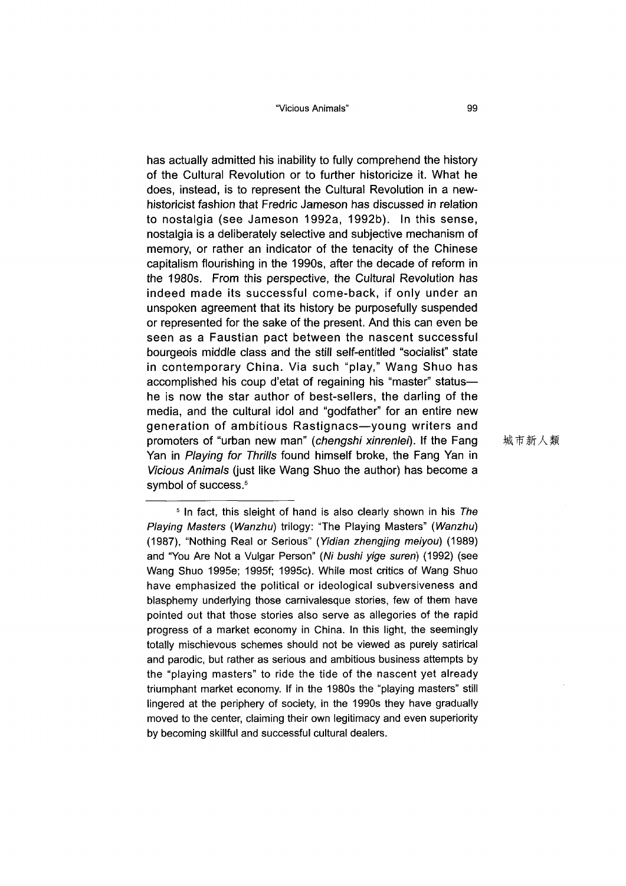has actually admitted his inability to fully comprehend the history of the Cultural Revolution or to further historicize it. What he does, instead, is to represent the Cultural Revolution in a new-historicist fashion that Fredric Jameson has discussed in relation to nostalgia (see Jameson 1992a, 1992b). In this sense, nostalgia is a deliberately selective and subjective mechanism of memory, or rather an indicator of the tenacity of the Chinese capitalism flourishing in the 1990s, after the decade of reform in the 1980s. From this perspective, the Cultural Revolution has indeed made its successful come-back, if only under an unspoken agreement that its history be purposefully suspended or represented for the sake of the present. And this can even be seen as a Faustian pact between the nascent successful bourgeois middle class and the still self-entitled "socialist" state in contemporary China. Via such "play," Wang Shuo has accomplished his coup d'etat of regaining his "master" status—he is now the star author of best-sellers, the darling of the media, and the cultural idol and "godfather" for an entire new generation of ambitious Rastignacs—young writers and promoters of "urban new man" (*chengshi xinrenlei*). If the Fang Yan in *Playing for Thrills* found himself broke, the Fang Yan in *Vicious Animals* (just like Wang Shuo the author) has become a symbol of success.[5]

城市新人類

---

[5] In fact, this sleight of hand is also clearly shown in his *The Playing Masters* (*Wanzhu*) trilogy: "The Playing Masters" (*Wanzhu*) (1987), "Nothing Real or Serious" (*Yidian zhengjing meiyou*) (1989) and "You Are Not a Vulgar Person" (*Ni bushi yige suren*) (1992) (see Wang Shuo 1995e; 1995f; 1995c). While most critics of Wang Shuo have emphasized the political or ideological subversiveness and blasphemy underlying those carnivalesque stories, few of them have pointed out that those stories also serve as allegories of the rapid progress of a market economy in China. In this light, the seemingly totally mischievous schemes should not be viewed as purely satirical and parodic, but rather as serious and ambitious business attempts by the "playing masters" to ride the tide of the nascent yet already triumphant market economy. If in the 1980s the "playing masters" still lingered at the periphery of society, in the 1990s they have gradually moved to the center, claiming their own legitimacy and even superiority by becoming skillful and successful cultural dealers.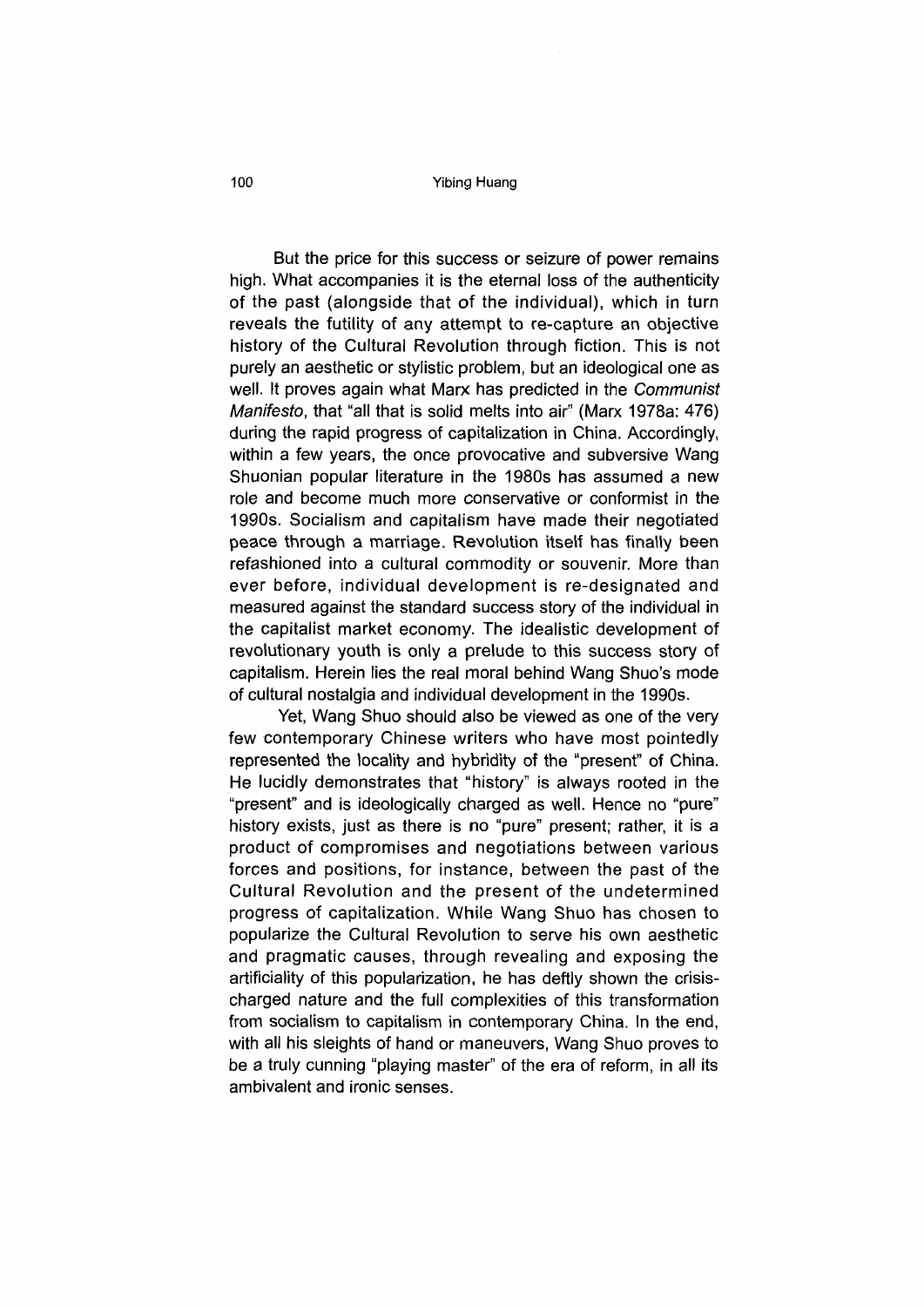But the price for this success or seizure of power remains high. What accompanies it is the eternal loss of the authenticity of the past (alongside that of the individual), which in turn reveals the futility of any attempt to re-capture an objective history of the Cultural Revolution through fiction. This is not purely an aesthetic or stylistic problem, but an ideological one as well. It proves again what Marx has predicted in the *Communist Manifesto*, that "all that is solid melts into air" (Marx 1978a: 476) during the rapid progress of capitalization in China. Accordingly, within a few years, the once provocative and subversive Wang Shuonian popular literature in the 1980s has assumed a new role and become much more conservative or conformist in the 1990s. Socialism and capitalism have made their negotiated peace through a marriage. Revolution itself has finally been refashioned into a cultural commodity or souvenir. More than ever before, individual development is re-designated and measured against the standard success story of the individual in the capitalist market economy. The idealistic development of revolutionary youth is only a prelude to this success story of capitalism. Herein lies the real moral behind Wang Shuo's mode of cultural nostalgia and individual development in the 1990s.

Yet, Wang Shuo should also be viewed as one of the very few contemporary Chinese writers who have most pointedly represented the locality and hybridity of the "present" of China. He lucidly demonstrates that "history" is always rooted in the "present" and is ideologically charged as well. Hence no "pure" history exists, just as there is no "pure" present; rather, it is a product of compromises and negotiations between various forces and positions, for instance, between the past of the Cultural Revolution and the present of the undetermined progress of capitalization. While Wang Shuo has chosen to popularize the Cultural Revolution to serve his own aesthetic and pragmatic causes, through revealing and exposing the artificiality of this popularization, he has deftly shown the crisis-charged nature and the full complexities of this transformation from socialism to capitalism in contemporary China. In the end, with all his sleights of hand or maneuvers, Wang Shuo proves to be a truly cunning "playing master" of the era of reform, in all its ambivalent and ironic senses.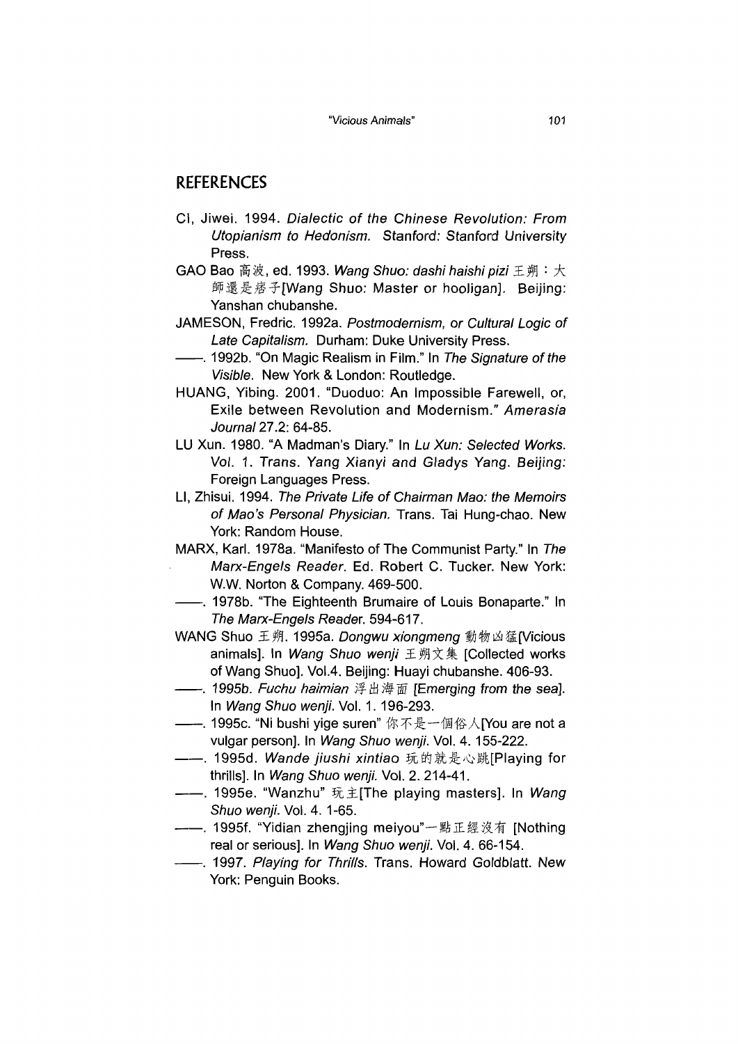## REFERENCES

CI, Jiwei. 1994. *Dialectic of the Chinese Revolution: From Utopianism to Hedonism.* Stanford: Stanford University Press.

GAO Bao 高波, ed. 1993. *Wang Shuo: dashi haishi pizi* 王朔：大師還是痞子[Wang Shuo: Master or hooligan]. Beijing: Yanshan chubanshe.

JAMESON, Fredric. 1992a. *Postmodernism, or Cultural Logic of Late Capitalism.* Durham: Duke University Press.

——. 1992b. "On Magic Realism in Film." In *The Signature of the Visible.* New York & London: Routledge.

HUANG, Yibing. 2001. "Duoduo: An Impossible Farewell, or, Exile between Revolution and Modernism." *Amerasia Journal* 27.2: 64-85.

LU Xun. 1980. "A Madman's Diary." In *Lu Xun: Selected Works.* Vol. 1. Trans. Yang Xianyi and Gladys Yang. Beijing: Foreign Languages Press.

LI, Zhisui. 1994. *The Private Life of Chairman Mao: the Memoirs of Mao's Personal Physician.* Trans. Tai Hung-chao. New York: Random House.

MARX, Karl. 1978a. "Manifesto of The Communist Party." In *The Marx-Engels Reader.* Ed. Robert C. Tucker. New York: W.W. Norton & Company. 469-500.

——. 1978b. "The Eighteenth Brumaire of Louis Bonaparte." In *The Marx-Engels Reader.* 594-617.

WANG Shuo 王朔. 1995a. *Dongwu xiongmeng* 動物凶猛[Vicious animals]. In *Wang Shuo wenji* 王朔文集 [Collected works of Wang Shuo]. Vol.4. Beijing: Huayi chubanshe. 406-93.

——. 1995b. *Fuchu haimian* 浮出海面 [Emerging from the sea]. In *Wang Shuo wenji.* Vol. 1. 196-293.

——. 1995c. "Ni bushi yige suren" 你不是一個俗人[You are not a vulgar person]. In *Wang Shuo wenji.* Vol. 4. 155-222.

——. 1995d. *Wande jiushi xintiao* 玩的就是心跳[Playing for thrills]. In *Wang Shuo wenji.* Vol. 2. 214-41.

——. 1995e. "Wanzhu" 玩主[The playing masters]. In *Wang Shuo wenji.* Vol. 4. 1-65.

——. 1995f. "Yidian zhengjing meiyou"一點正經沒有 [Nothing real or serious]. In *Wang Shuo wenji.* Vol. 4. 66-154.

——. 1997. *Playing for Thrills.* Trans. Howard Goldblatt. New York: Penguin Books.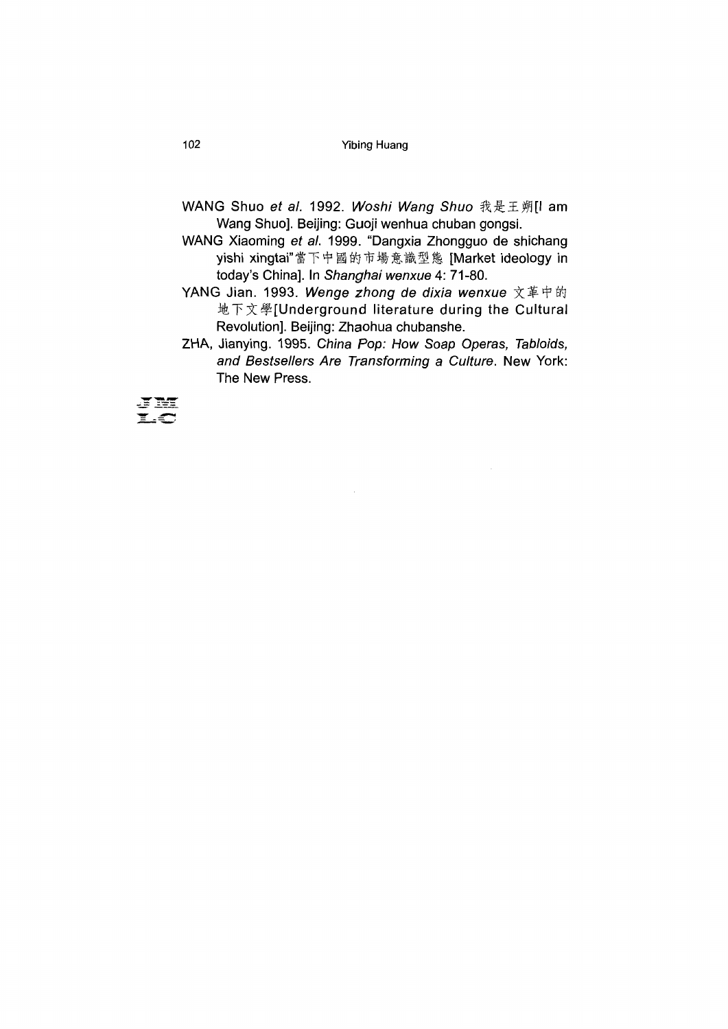WANG Shuo *et al.* 1992. *Woshi Wang Shuo* 我是王朔[I am Wang Shuo]. Beijing: Guoji wenhua chuban gongsi.

WANG Xiaoming *et al.* 1999. "Dangxia Zhongguo de shichang yishi xingtai"當下中國的市場意識型態 [Market ideology in today's China]. In *Shanghai wenxue* 4: 71-80.

YANG Jian. 1993. *Wenge zhong de dixia wenxue* 文革中的地下文學[Underground literature during the Cultural Revolution]. Beijing: Zhaohua chubanshe.

ZHA, Jianying. 1995. *China Pop: How Soap Operas, Tabloids, and Bestsellers Are Transforming a Culture*. New York: The New Press.